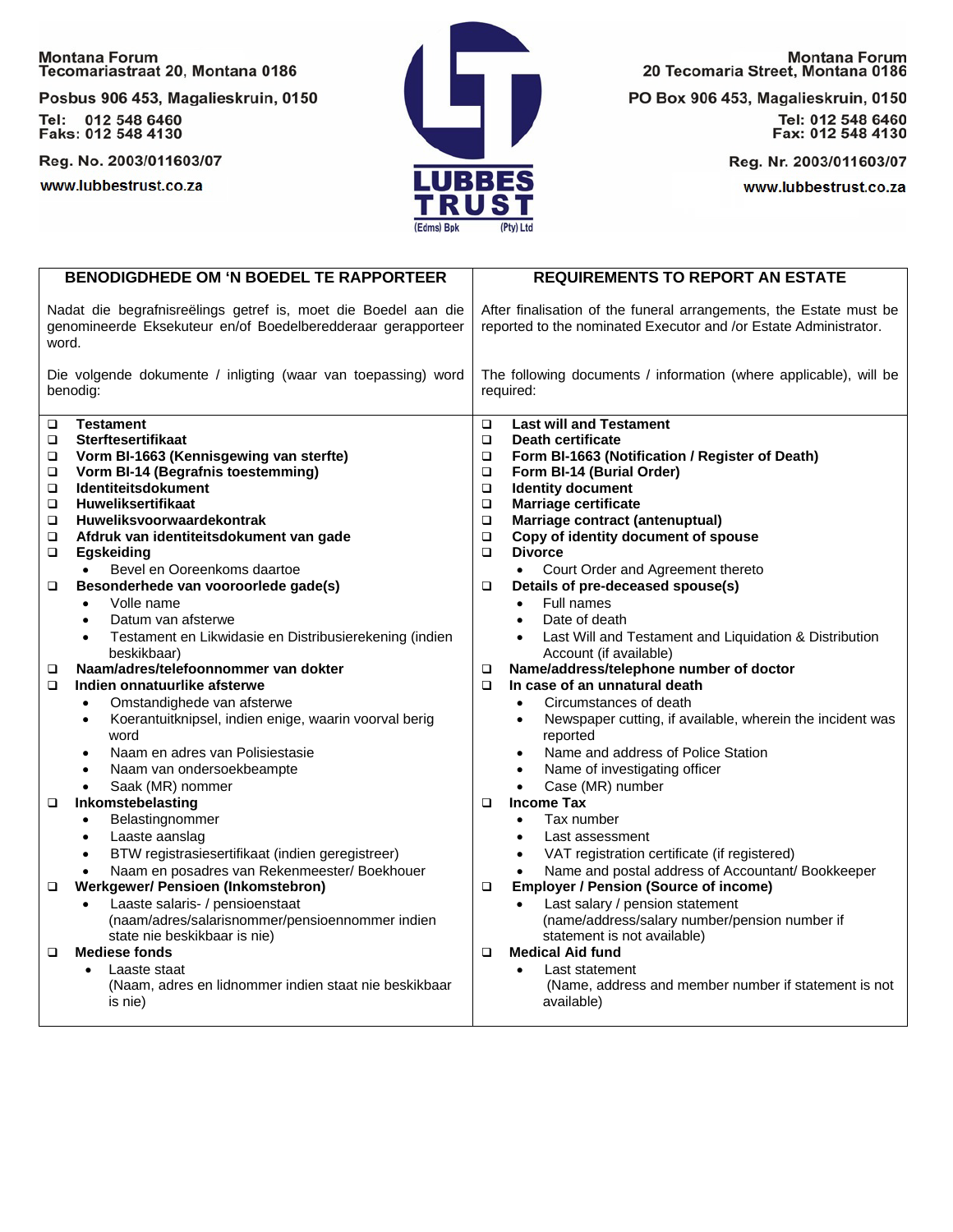Montana Forum
Tecomariastraat 20, Montana 0186

Posbus 906 453, Magalieskruin, 0150

Tel: 012 548 6460
Faks: 012 548 4130

Reg. No. 2003/011603/07

www.lubbestrust.co.za

**LUBBES TRUST**
(Edms) Bpk (Pty) Ltd

Montana Forum
20 Tecomaria Street, Montana 0186

PO Box 906 453, Magalieskruin, 0150

Tel: 012 548 6460
Fax: 012 548 4130

Reg. Nr. 2003/011603/07

www.lubbestrust.co.za

| **BENODIGDHEDE OM 'N BOEDEL TE RAPPORTEER** | **REQUIREMENTS TO REPORT AN ESTATE** |
|---|---|
| Nadat die begrafnisreëlings getref is, moet die Boedel aan die genomineerde Eksekuteur en/of Boedelberedderaar gerapporteer word.<br><br>Die volgende dokumente / inligting (waar van toepassing) word benodig: | After finalisation of the funeral arrangements, the Estate must be reported to the nominated Executor and /or Estate Administrator.<br><br>The following documents / information (where applicable), will be required: |
| ❑ **Testament**<br>❑ **Sterftesertifikaat**<br>❑ **Vorm BI-1663 (Kennisgewing van sterfte)**<br>❑ **Vorm BI-14 (Begrafnis toestemming)**<br>❑ **Identiteitsdokument**<br>❑ **Huweliksertifikaat**<br>❑ **Huweliksvoorwaardekontrak**<br>❑ **Afdruk van identiteitsdokument van gade**<br>❑ **Egskeiding**<br>• Bevel en Ooreenkoms daartoe<br>❑ **Besonderhede van vooroorlede gade(s)**<br>• Volle name<br>• Datum van afsterwe<br>• Testament en Likwidasie en Distribusierekening (indien beskikbaar)<br>❑ **Naam/adres/telefoonnommer van dokter**<br>❑ **Indien onnatuurlike afsterwe**<br>• Omstandighede van afsterwe<br>• Koerantuitknipsel, indien enige, waarin voorval berig word<br>• Naam en adres van Polisiestasie<br>• Naam van ondersoekbeampte<br>• Saak (MR) nommer<br>❑ **Inkomstebelasting**<br>• Belastingnommer<br>• Laaste aanslag<br>• BTW registrasiesertifikaat (indien geregistreer)<br>• Naam en posadres van Rekenmeester/ Boekhouer<br>❑ **Werkgewer/ Pensioen (Inkomstebron)**<br>• Laaste salaris- / pensioenstaat (naam/adres/salarisnommer/pensioennommer indien state nie beskikbaar is nie)<br>❑ **Mediese fonds**<br>• Laaste staat (Naam, adres en lidnommer indien staat nie beskikbaar is nie) | ❑ **Last will and Testament**<br>❑ **Death certificate**<br>❑ **Form BI-1663 (Notification / Register of Death)**<br>❑ **Form BI-14 (Burial Order)**<br>❑ **Identity document**<br>❑ **Marriage certificate**<br>❑ **Marriage contract (antenuptial)**<br>❑ **Copy of identity document of spouse**<br>❑ **Divorce**<br>• Court Order and Agreement thereto<br>❑ **Details of pre-deceased spouse(s)**<br>• Full names<br>• Date of death<br>• Last Will and Testament and Liquidation & Distribution Account (if available)<br>❑ **Name/address/telephone number of doctor**<br>❑ **In case of an unnatural death**<br>• Circumstances of death<br>• Newspaper cutting, if available, wherein the incident was reported<br>• Name and address of Police Station<br>• Name of investigating officer<br>• Case (MR) number<br>❑ **Income Tax**<br>• Tax number<br>• Last assessment<br>• VAT registration certificate (if registered)<br>• Name and postal address of Accountant/ Bookkeeper<br>❑ **Employer / Pension (Source of income)**<br>• Last salary / pension statement (name/address/salary number/pension number if statement is not available)<br>❑ **Medical Aid fund**<br>• Last statement (Name, address and member number if statement is not available) |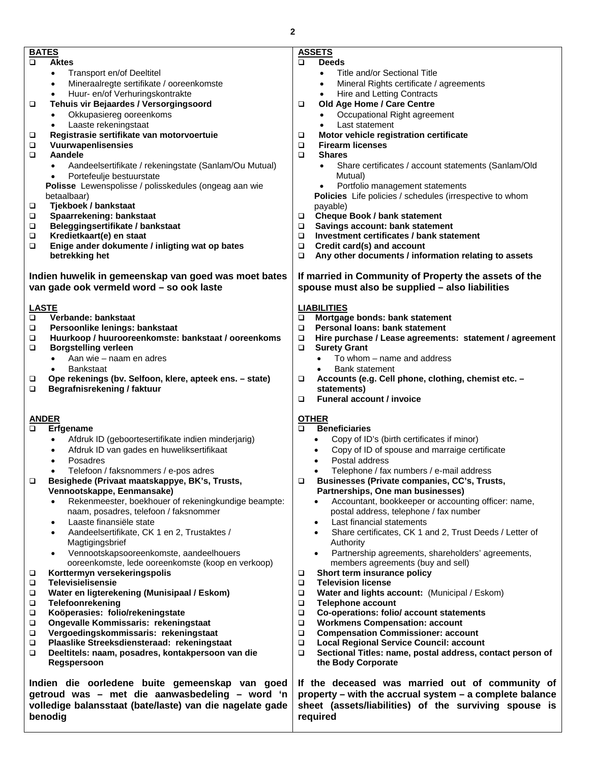## BATES

- **Aktes**
  - Transport en/of Deeltitel
  - Mineraalregte sertifikate / ooreenkomste
  - Huur- en/of Verhuringskontrakte
- **Tehuis vir Bejaardes / Versorgingsoord**
  - Okkupasiereg ooreenkoms
  - Laaste rekeningstaat
- **Registrasie sertifikate van motorvoertuie**
- **Vuurwapenlisensies**
- **Aandele**
  - Aandeelsertifikate / rekeningstate (Sanlam/Ou Mutual)
  - Portefeulje bestuurstate

**Polisse** Lewenspolisse / polisskedules (ongeag aan wie betaalbaar)

- **Tjekboek / bankstaat**
- **Spaarrekening: bankstaat**
- **Beleggingsertifikate / bankstaat**
- **Kredietkaart(e) en staat**
- **Enige ander dokumente / inligting wat op bates betrekking het**

**Indien huwelik in gemeenskap van goed was moet bates van gade ook vermeld word – so ook laste**

## LASTE

- **Verbande: bankstaat**
- **Persoonlike lenings: bankstaat**
- **Huurkoop / huurooreenkomste: bankstaat / ooreenkoms**
- **Borgstelling verleen**
  - Aan wie – naam en adres
  - Bankstaat
- **Ope rekenings (bv. Selfoon, klere, apteek ens. – state)**
- **Begrafnisrekening / faktuur**

## ANDER

- **Erfgename**
  - Afdruk ID (geboortesertifikate indien minderjarig)
  - Afdruk ID van gades en huweliksertifikaat
  - Posadres
  - Telefoon / faksnommers / e-pos adres
- **Besighede (Privaat maatskappye, BK's, Trusts, Vennootskappe, Eenmansake)**
  - Rekenmeester, boekhouer of rekeningkundige beampte: naam, posadres, telefoon / faksnommer
  - Laaste finansiële state
  - Aandeelsertifikate, CK 1 en 2, Trustaktes / Magtigingsbrief
  - Vennootskapsooreenkomste, aandeelhouers ooreenkomste, lede ooreenkomste (koop en verkoop)
- **Korttermyn versekeringspolis**
- **Televisielisensie**
- **Water en ligterekening (Munisipaal / Eskom)**
- **Telefoonrekening**
- **Koöperasies: folio/rekeningstate**
- **Ongevalle Kommissaris: rekeningstaat**
- **Vergoedingskommissaris: rekeningstaat**
- **Plaaslike Streeksdiensteraad: rekeningstaat**
- **Deeltitels: naam, posadres, kontakpersoon van die Regspersoon**

**Indien die oorledene buite gemeenskap van goed getroud was – met die aanwasbedeling – word 'n volledige balansstaat (bate/laste) van die nagelate gade benodig**

## ASSETS

- **Deeds**
  - Title and/or Sectional Title
  - Mineral Rights certificate / agreements
  - Hire and Letting Contracts
- **Old Age Home / Care Centre**
  - Occupational Right agreement
  - Last statement
- **Motor vehicle registration certificate**
- **Firearm licenses**
- **Shares**
  - Share certificates / account statements (Sanlam/Old Mutual)
  - Portfolio management statements

**Policies** Life policies / schedules (irrespective to whom payable)

- **Cheque Book / bank statement**
- **Savings account: bank statement**
- **Investment certificates / bank statement**
- **Credit card(s) and account**
- **Any other documents / information relating to assets**

**If married in Community of Property the assets of the spouse must also be supplied – also liabilities**

## LIABILITIES

- **Mortgage bonds: bank statement**
- **Personal loans: bank statement**
- **Hire purchase / Lease agreements: statement / agreement**
- **Surety Grant**
  - To whom – name and address
  - Bank statement
- **Accounts (e.g. Cell phone, clothing, chemist etc. – statements)**
- **Funeral account / invoice**

## OTHER

- **Beneficiaries**
  - Copy of ID's (birth certificates if minor)
  - Copy of ID of spouse and marraige certificate
  - Postal address
  - Telephone / fax numbers / e-mail address
- **Businesses (Private companies, CC's, Trusts, Partnerships, One man businesses)**
  - Accountant, bookkeeper or accounting officer: name, postal address, telephone / fax number
  - Last financial statements
  - Share certificates, CK 1 and 2, Trust Deeds / Letter of Authority
  - Partnership agreements, shareholders' agreements, members agreements (buy and sell)
- **Short term insurance policy**
- **Television license**
- **Water and lights account:** (Municipal / Eskom)
- **Telephone account**
- **Co-operations: folio/ account statements**
- **Workmens Compensation: account**
- **Compensation Commissioner: account**
- **Local Regional Service Council: account**
- **Sectional Titles: name, postal address, contact person of the Body Corporate**

**If the deceased was married out of community of property – with the accrual system – a complete balance sheet (assets/liabilities) of the surviving spouse is required**